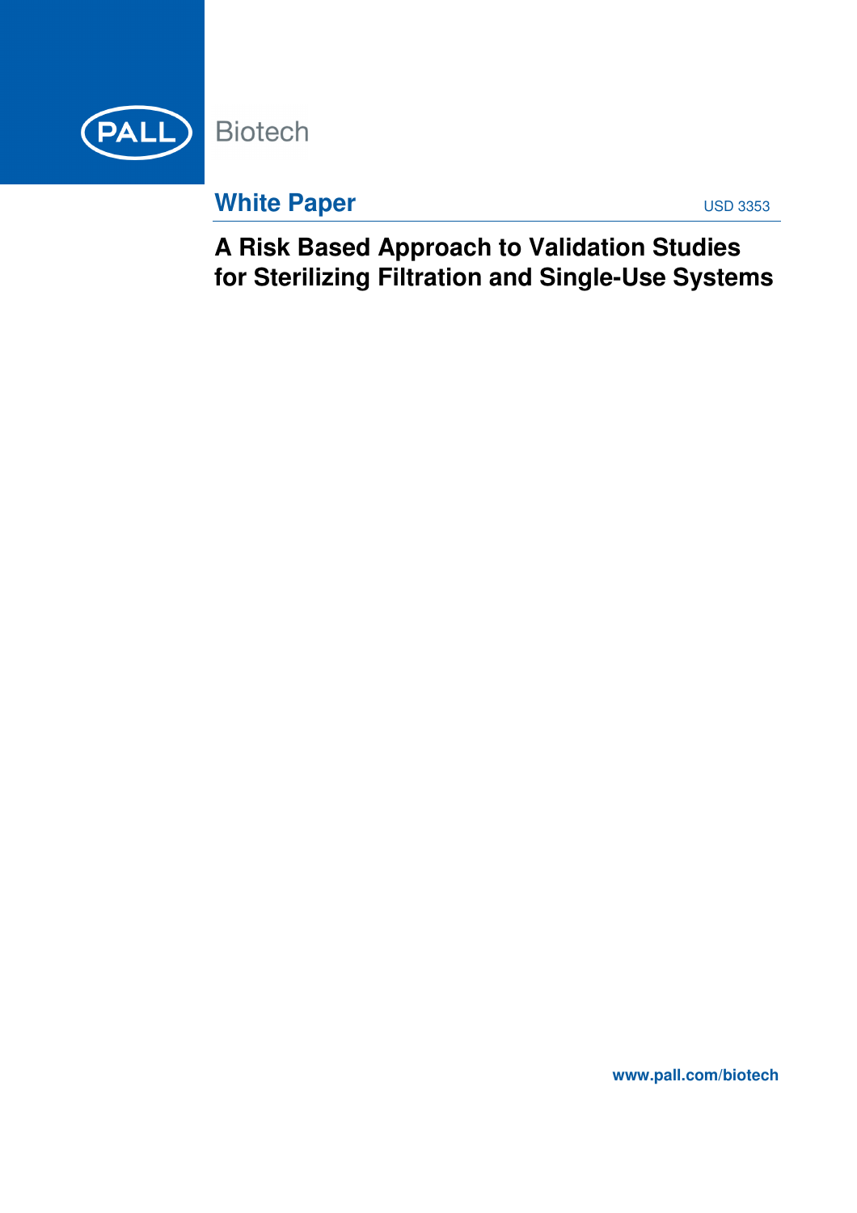PALL Biotech

**White Paper** USD 3353

# A Risk Based Approach to Validation Studies for Sterilizing Filtration and Single-Use Systems

www.pall.com/biotech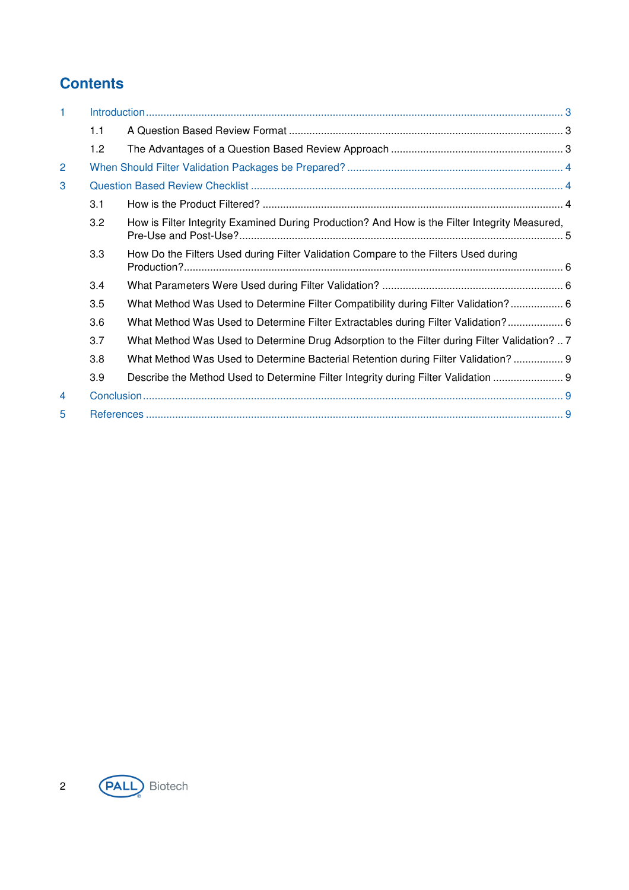# Contents

1 Introduction ..... 3
- 1.1 A Question Based Review Format ..... 3
- 1.2 The Advantages of a Question Based Review Approach ..... 3

2 When Should Filter Validation Packages be Prepared? ..... 4

3 Question Based Review Checklist ..... 4
- 3.1 How is the Product Filtered? ..... 4
- 3.2 How is Filter Integrity Examined During Production? And How is the Filter Integrity Measured, Pre-Use and Post-Use? ..... 5
- 3.3 How Do the Filters Used during Filter Validation Compare to the Filters Used during Production? ..... 6
- 3.4 What Parameters Were Used during Filter Validation? ..... 6
- 3.5 What Method Was Used to Determine Filter Compatibility during Filter Validation? ..... 6
- 3.6 What Method Was Used to Determine Filter Extractables during Filter Validation? ..... 6
- 3.7 What Method Was Used to Determine Drug Adsorption to the Filter during Filter Validation? ..... 7
- 3.8 What Method Was Used to Determine Bacterial Retention during Filter Validation? ..... 9
- 3.9 Describe the Method Used to Determine Filter Integrity during Filter Validation ..... 9

4 Conclusion ..... 9

5 References ..... 9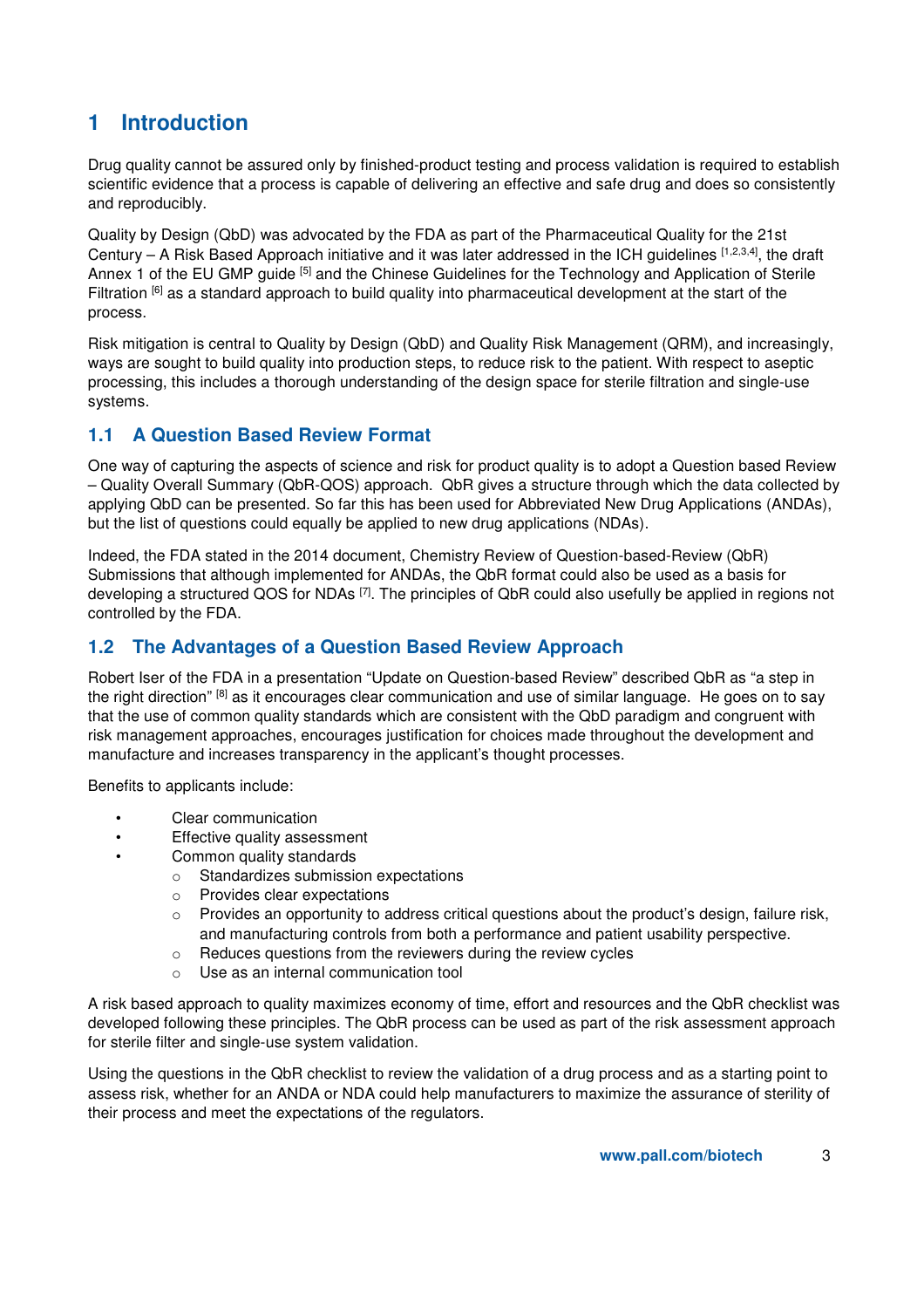# 1 Introduction

Drug quality cannot be assured only by finished-product testing and process validation is required to establish scientific evidence that a process is capable of delivering an effective and safe drug and does so consistently and reproducibly.

Quality by Design (QbD) was advocated by the FDA as part of the Pharmaceutical Quality for the 21st Century – A Risk Based Approach initiative and it was later addressed in the ICH guidelines [1,2,3,4], the draft Annex 1 of the EU GMP guide [5] and the Chinese Guidelines for the Technology and Application of Sterile Filtration [6] as a standard approach to build quality into pharmaceutical development at the start of the process.

Risk mitigation is central to Quality by Design (QbD) and Quality Risk Management (QRM), and increasingly, ways are sought to build quality into production steps, to reduce risk to the patient. With respect to aseptic processing, this includes a thorough understanding of the design space for sterile filtration and single-use systems.

## 1.1 A Question Based Review Format

One way of capturing the aspects of science and risk for product quality is to adopt a Question based Review – Quality Overall Summary (QbR-QOS) approach. QbR gives a structure through which the data collected by applying QbD can be presented. So far this has been used for Abbreviated New Drug Applications (ANDAs), but the list of questions could equally be applied to new drug applications (NDAs).

Indeed, the FDA stated in the 2014 document, Chemistry Review of Question-based-Review (QbR) Submissions that although implemented for ANDAs, the QbR format could also be used as a basis for developing a structured QOS for NDAs [7]. The principles of QbR could also usefully be applied in regions not controlled by the FDA.

## 1.2 The Advantages of a Question Based Review Approach

Robert Iser of the FDA in a presentation "Update on Question-based Review" described QbR as "a step in the right direction" [8] as it encourages clear communication and use of similar language. He goes on to say that the use of common quality standards which are consistent with the QbD paradigm and congruent with risk management approaches, encourages justification for choices made throughout the development and manufacture and increases transparency in the applicant's thought processes.

Benefits to applicants include:

- Clear communication
- Effective quality assessment
- Common quality standards
  - Standardizes submission expectations
  - Provides clear expectations
  - Provides an opportunity to address critical questions about the product's design, failure risk, and manufacturing controls from both a performance and patient usability perspective.
  - Reduces questions from the reviewers during the review cycles
  - Use as an internal communication tool

A risk based approach to quality maximizes economy of time, effort and resources and the QbR checklist was developed following these principles. The QbR process can be used as part of the risk assessment approach for sterile filter and single-use system validation.

Using the questions in the QbR checklist to review the validation of a drug process and as a starting point to assess risk, whether for an ANDA or NDA could help manufacturers to maximize the assurance of sterility of their process and meet the expectations of the regulators.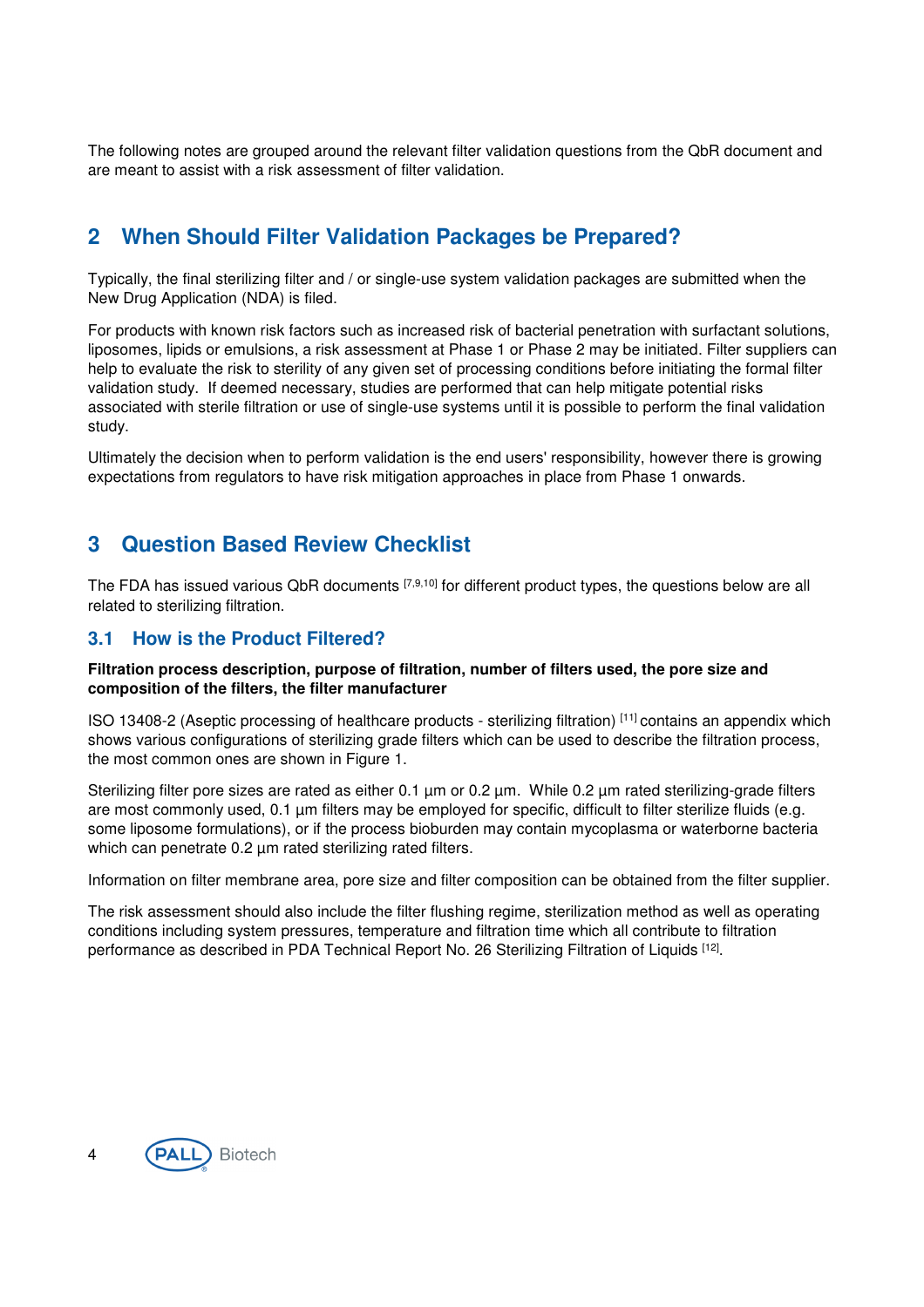The following notes are grouped around the relevant filter validation questions from the QbR document and are meant to assist with a risk assessment of filter validation.

## 2 When Should Filter Validation Packages be Prepared?

Typically, the final sterilizing filter and / or single-use system validation packages are submitted when the New Drug Application (NDA) is filed.

For products with known risk factors such as increased risk of bacterial penetration with surfactant solutions, liposomes, lipids or emulsions, a risk assessment at Phase 1 or Phase 2 may be initiated. Filter suppliers can help to evaluate the risk to sterility of any given set of processing conditions before initiating the formal filter validation study. If deemed necessary, studies are performed that can help mitigate potential risks associated with sterile filtration or use of single-use systems until it is possible to perform the final validation study.

Ultimately the decision when to perform validation is the end users' responsibility, however there is growing expectations from regulators to have risk mitigation approaches in place from Phase 1 onwards.

## 3 Question Based Review Checklist

The FDA has issued various QbR documents [7,9,10] for different product types, the questions below are all related to sterilizing filtration.

### 3.1 How is the Product Filtered?

**Filtration process description, purpose of filtration, number of filters used, the pore size and composition of the filters, the filter manufacturer**

ISO 13408-2 (Aseptic processing of healthcare products - sterilizing filtration) [11] contains an appendix which shows various configurations of sterilizing grade filters which can be used to describe the filtration process, the most common ones are shown in Figure 1.

Sterilizing filter pore sizes are rated as either 0.1 µm or 0.2 µm. While 0.2 µm rated sterilizing-grade filters are most commonly used, 0.1 µm filters may be employed for specific, difficult to filter sterilize fluids (e.g. some liposome formulations), or if the process bioburden may contain mycoplasma or waterborne bacteria which can penetrate 0.2 µm rated sterilizing rated filters.

Information on filter membrane area, pore size and filter composition can be obtained from the filter supplier.

The risk assessment should also include the filter flushing regime, sterilization method as well as operating conditions including system pressures, temperature and filtration time which all contribute to filtration performance as described in PDA Technical Report No. 26 Sterilizing Filtration of Liquids [12].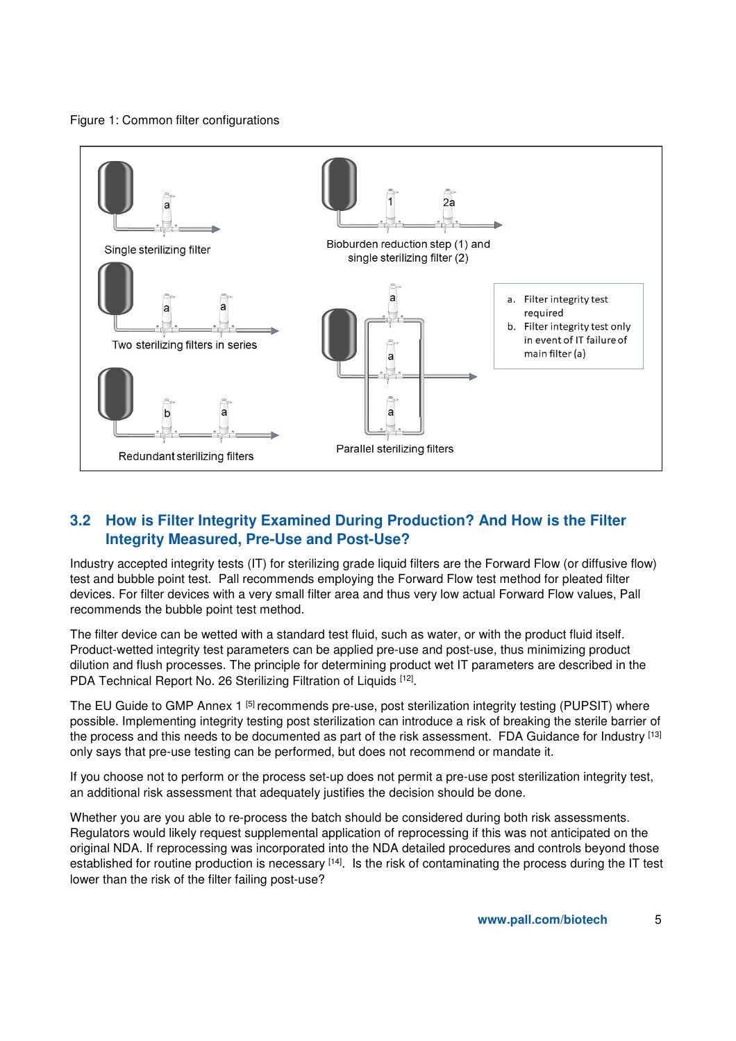Figure 1: Common filter configurations

Single sterilizing filter

Bioburden reduction step (1) and single sterilizing filter (2)

Two sterilizing filters in series

Redundant sterilizing filters

Parallel sterilizing filters

a. Filter integrity test required
b. Filter integrity test only in event of IT failure of main filter (a)

## 3.2 How is Filter Integrity Examined During Production? And How is the Filter Integrity Measured, Pre-Use and Post-Use?

Industry accepted integrity tests (IT) for sterilizing grade liquid filters are the Forward Flow (or diffusive flow) test and bubble point test. Pall recommends employing the Forward Flow test method for pleated filter devices. For filter devices with a very small filter area and thus very low actual Forward Flow values, Pall recommends the bubble point test method.

The filter device can be wetted with a standard test fluid, such as water, or with the product fluid itself. Product-wetted integrity test parameters can be applied pre-use and post-use, thus minimizing product dilution and flush processes. The principle for determining product wet IT parameters are described in the PDA Technical Report No. 26 Sterilizing Filtration of Liquids [12].

The EU Guide to GMP Annex 1 [5] recommends pre-use, post sterilization integrity testing (PUPSIT) where possible. Implementing integrity testing post sterilization can introduce a risk of breaking the sterile barrier of the process and this needs to be documented as part of the risk assessment. FDA Guidance for Industry [13] only says that pre-use testing can be performed, but does not recommend or mandate it.

If you choose not to perform or the process set-up does not permit a pre-use post sterilization integrity test, an additional risk assessment that adequately justifies the decision should be done.

Whether you are you able to re-process the batch should be considered during both risk assessments. Regulators would likely request supplemental application of reprocessing if this was not anticipated on the original NDA. If reprocessing was incorporated into the NDA detailed procedures and controls beyond those established for routine production is necessary [14]. Is the risk of contaminating the process during the IT test lower than the risk of the filter failing post-use?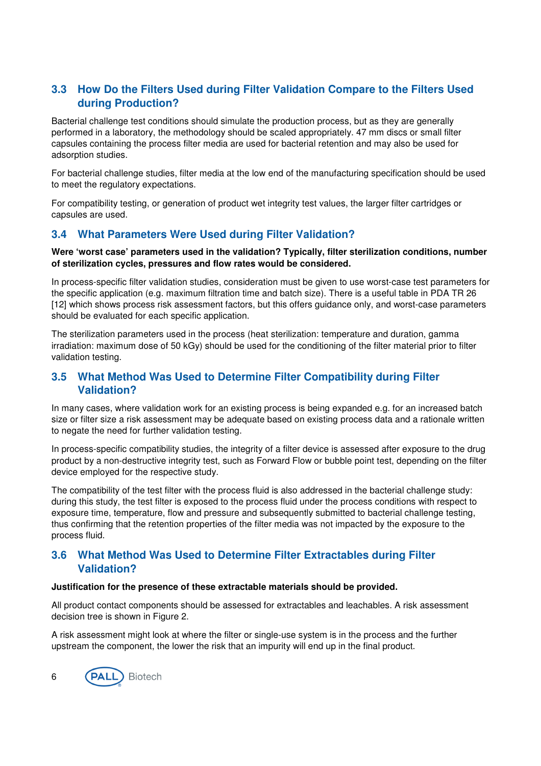## 3.3 How Do the Filters Used during Filter Validation Compare to the Filters Used during Production?

Bacterial challenge test conditions should simulate the production process, but as they are generally performed in a laboratory, the methodology should be scaled appropriately. 47 mm discs or small filter capsules containing the process filter media are used for bacterial retention and may also be used for adsorption studies.

For bacterial challenge studies, filter media at the low end of the manufacturing specification should be used to meet the regulatory expectations.

For compatibility testing, or generation of product wet integrity test values, the larger filter cartridges or capsules are used.

## 3.4 What Parameters Were Used during Filter Validation?

**Were 'worst case' parameters used in the validation? Typically, filter sterilization conditions, number of sterilization cycles, pressures and flow rates would be considered.**

In process-specific filter validation studies, consideration must be given to use worst-case test parameters for the specific application (e.g. maximum filtration time and batch size). There is a useful table in PDA TR 26 [12] which shows process risk assessment factors, but this offers guidance only, and worst-case parameters should be evaluated for each specific application.

The sterilization parameters used in the process (heat sterilization: temperature and duration, gamma irradiation: maximum dose of 50 kGy) should be used for the conditioning of the filter material prior to filter validation testing.

## 3.5 What Method Was Used to Determine Filter Compatibility during Filter Validation?

In many cases, where validation work for an existing process is being expanded e.g. for an increased batch size or filter size a risk assessment may be adequate based on existing process data and a rationale written to negate the need for further validation testing.

In process-specific compatibility studies, the integrity of a filter device is assessed after exposure to the drug product by a non-destructive integrity test, such as Forward Flow or bubble point test, depending on the filter device employed for the respective study.

The compatibility of the test filter with the process fluid is also addressed in the bacterial challenge study: during this study, the test filter is exposed to the process fluid under the process conditions with respect to exposure time, temperature, flow and pressure and subsequently submitted to bacterial challenge testing, thus confirming that the retention properties of the filter media was not impacted by the exposure to the process fluid.

## 3.6 What Method Was Used to Determine Filter Extractables during Filter Validation?

**Justification for the presence of these extractable materials should be provided.**

All product contact components should be assessed for extractables and leachables. A risk assessment decision tree is shown in Figure 2.

A risk assessment might look at where the filter or single-use system is in the process and the further upstream the component, the lower the risk that an impurity will end up in the final product.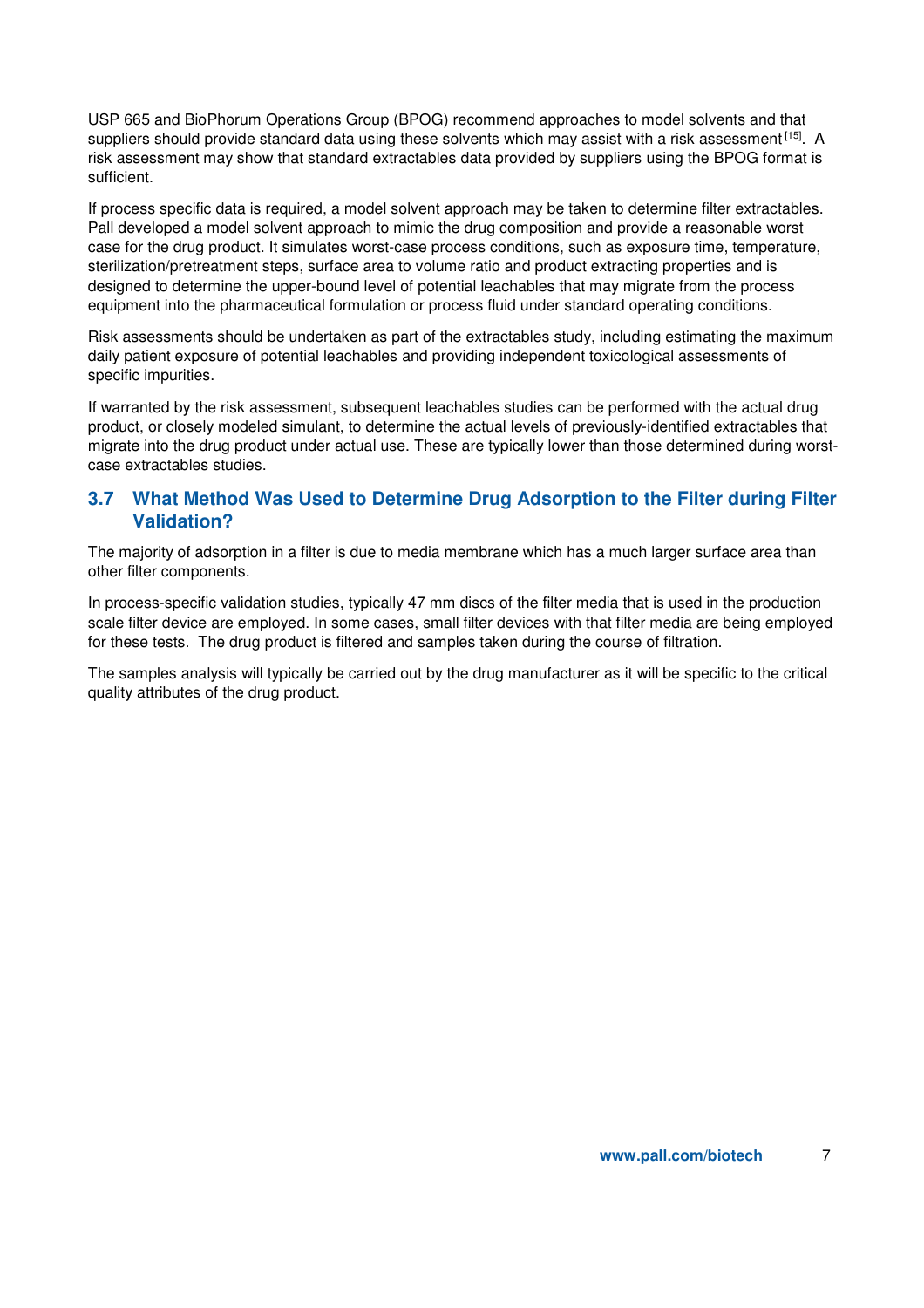USP 665 and BioPhorum Operations Group (BPOG) recommend approaches to model solvents and that suppliers should provide standard data using these solvents which may assist with a risk assessment [15]. A risk assessment may show that standard extractables data provided by suppliers using the BPOG format is sufficient.

If process specific data is required, a model solvent approach may be taken to determine filter extractables. Pall developed a model solvent approach to mimic the drug composition and provide a reasonable worst case for the drug product. It simulates worst-case process conditions, such as exposure time, temperature, sterilization/pretreatment steps, surface area to volume ratio and product extracting properties and is designed to determine the upper-bound level of potential leachables that may migrate from the process equipment into the pharmaceutical formulation or process fluid under standard operating conditions.

Risk assessments should be undertaken as part of the extractables study, including estimating the maximum daily patient exposure of potential leachables and providing independent toxicological assessments of specific impurities.

If warranted by the risk assessment, subsequent leachables studies can be performed with the actual drug product, or closely modeled simulant, to determine the actual levels of previously-identified extractables that migrate into the drug product under actual use. These are typically lower than those determined during worst-case extractables studies.

## 3.7 What Method Was Used to Determine Drug Adsorption to the Filter during Filter Validation?

The majority of adsorption in a filter is due to media membrane which has a much larger surface area than other filter components.

In process-specific validation studies, typically 47 mm discs of the filter media that is used in the production scale filter device are employed. In some cases, small filter devices with that filter media are being employed for these tests. The drug product is filtered and samples taken during the course of filtration.

The samples analysis will typically be carried out by the drug manufacturer as it will be specific to the critical quality attributes of the drug product.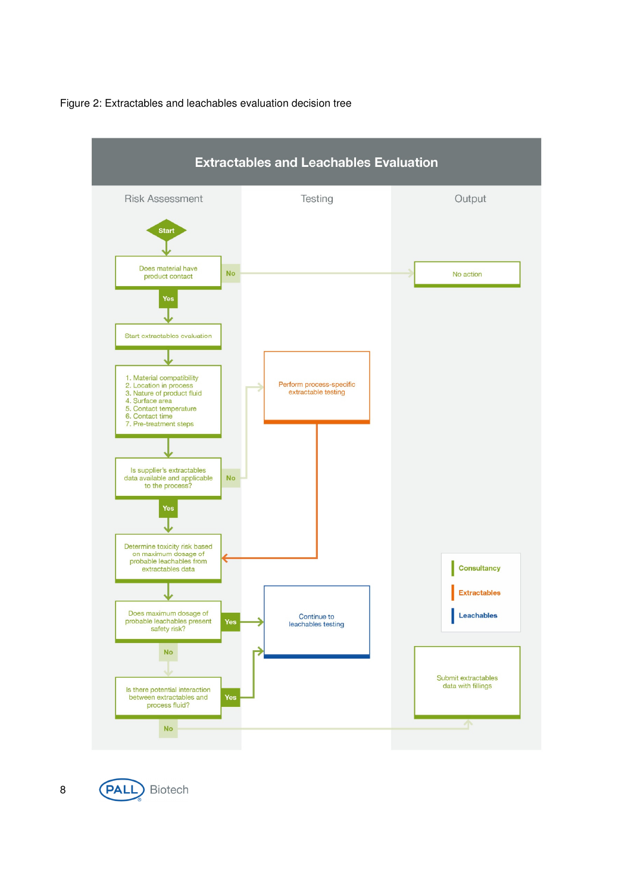Figure 2: Extractables and leachables evaluation decision tree

## Extractables and Leachables Evaluation

**Risk Assessment** | **Testing** | **Output**

Start

Does material have product contact
- No → No action
- Yes → Start extractables evaluation

1. Material compatibility
2. Location in process
3. Nature of product fluid
4. Surface area
5. Contact temperature
6. Contact time
7. Pre-treatment steps

Is supplier's extractables data available and applicable to the process?
- No → Perform process-specific extractable testing → Determine toxicity risk based on maximum dosage of probable leachables from extractables data
- Yes → Determine toxicity risk based on maximum dosage of probable leachables from extractables data

Does maximum dosage of probable leachables present safety risk?
- Yes → Continue to leachables testing
- No → Is there potential interaction between extractables and process fluid?
  - Yes → Continue to leachables testing
  - No → Submit extractables data with fillings

Legend: Consultancy | Extractables | Leachables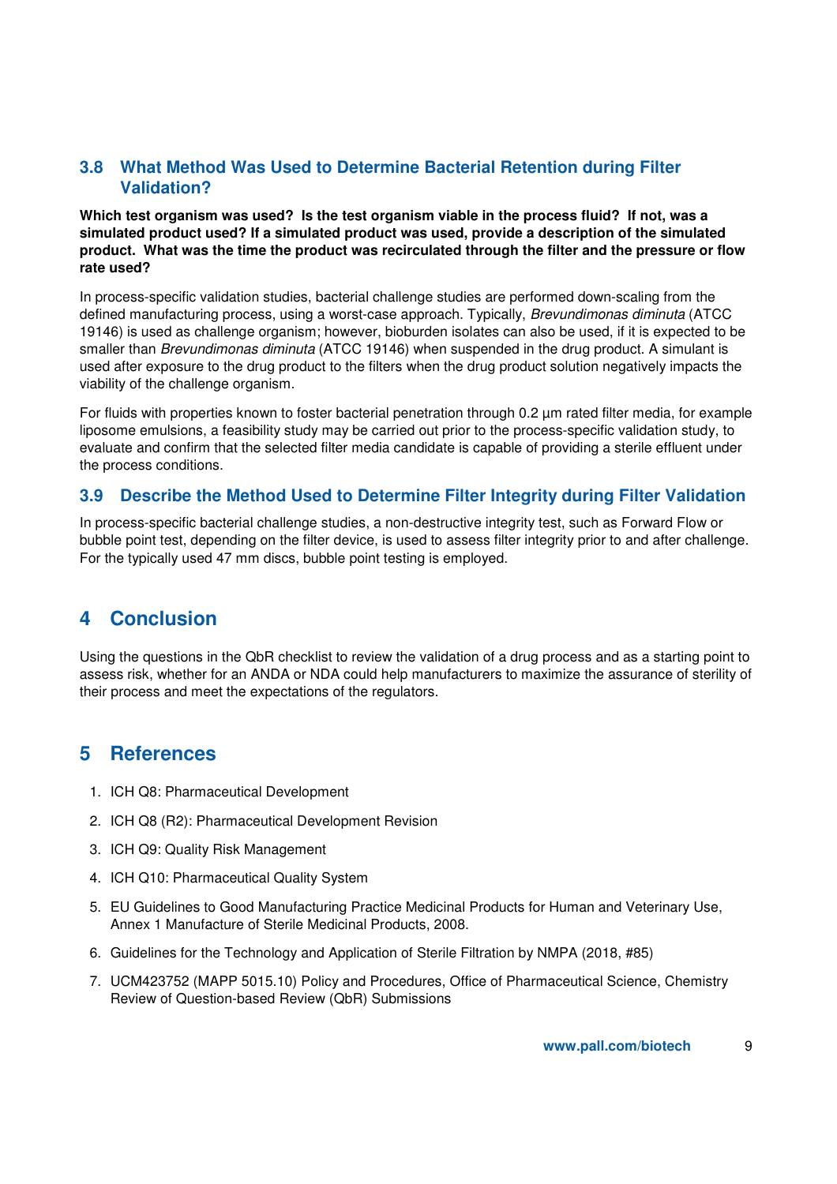### 3.8 What Method Was Used to Determine Bacterial Retention during Filter Validation?

**Which test organism was used? Is the test organism viable in the process fluid? If not, was a simulated product used? If a simulated product was used, provide a description of the simulated product. What was the time the product was recirculated through the filter and the pressure or flow rate used?**

In process-specific validation studies, bacterial challenge studies are performed down-scaling from the defined manufacturing process, using a worst-case approach. Typically, *Brevundimonas diminuta* (ATCC 19146) is used as challenge organism; however, bioburden isolates can also be used, if it is expected to be smaller than *Brevundimonas diminuta* (ATCC 19146) when suspended in the drug product. A simulant is used after exposure to the drug product to the filters when the drug product solution negatively impacts the viability of the challenge organism.

For fluids with properties known to foster bacterial penetration through 0.2 µm rated filter media, for example liposome emulsions, a feasibility study may be carried out prior to the process-specific validation study, to evaluate and confirm that the selected filter media candidate is capable of providing a sterile effluent under the process conditions.

### 3.9 Describe the Method Used to Determine Filter Integrity during Filter Validation

In process-specific bacterial challenge studies, a non-destructive integrity test, such as Forward Flow or bubble point test, depending on the filter device, is used to assess filter integrity prior to and after challenge. For the typically used 47 mm discs, bubble point testing is employed.

## 4 Conclusion

Using the questions in the QbR checklist to review the validation of a drug process and as a starting point to assess risk, whether for an ANDA or NDA could help manufacturers to maximize the assurance of sterility of their process and meet the expectations of the regulators.

## 5 References

1. ICH Q8: Pharmaceutical Development
2. ICH Q8 (R2): Pharmaceutical Development Revision
3. ICH Q9: Quality Risk Management
4. ICH Q10: Pharmaceutical Quality System
5. EU Guidelines to Good Manufacturing Practice Medicinal Products for Human and Veterinary Use, Annex 1 Manufacture of Sterile Medicinal Products, 2008.
6. Guidelines for the Technology and Application of Sterile Filtration by NMPA (2018, #85)
7. UCM423752 (MAPP 5015.10) Policy and Procedures, Office of Pharmaceutical Science, Chemistry Review of Question-based Review (QbR) Submissions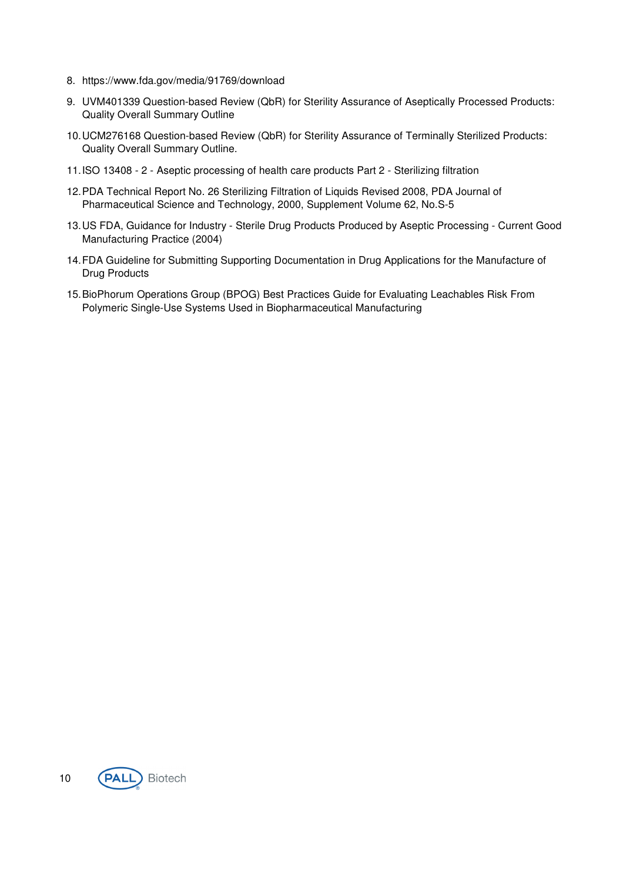8. https://www.fda.gov/media/91769/download
9. UVM401339 Question-based Review (QbR) for Sterility Assurance of Aseptically Processed Products: Quality Overall Summary Outline
10. UCM276168 Question-based Review (QbR) for Sterility Assurance of Terminally Sterilized Products: Quality Overall Summary Outline.
11. ISO 13408 - 2 - Aseptic processing of health care products Part 2 - Sterilizing filtration
12. PDA Technical Report No. 26 Sterilizing Filtration of Liquids Revised 2008, PDA Journal of Pharmaceutical Science and Technology, 2000, Supplement Volume 62, No.S-5
13. US FDA, Guidance for Industry - Sterile Drug Products Produced by Aseptic Processing - Current Good Manufacturing Practice (2004)
14. FDA Guideline for Submitting Supporting Documentation in Drug Applications for the Manufacture of Drug Products
15. BioPhorum Operations Group (BPOG) Best Practices Guide for Evaluating Leachables Risk From Polymeric Single-Use Systems Used in Biopharmaceutical Manufacturing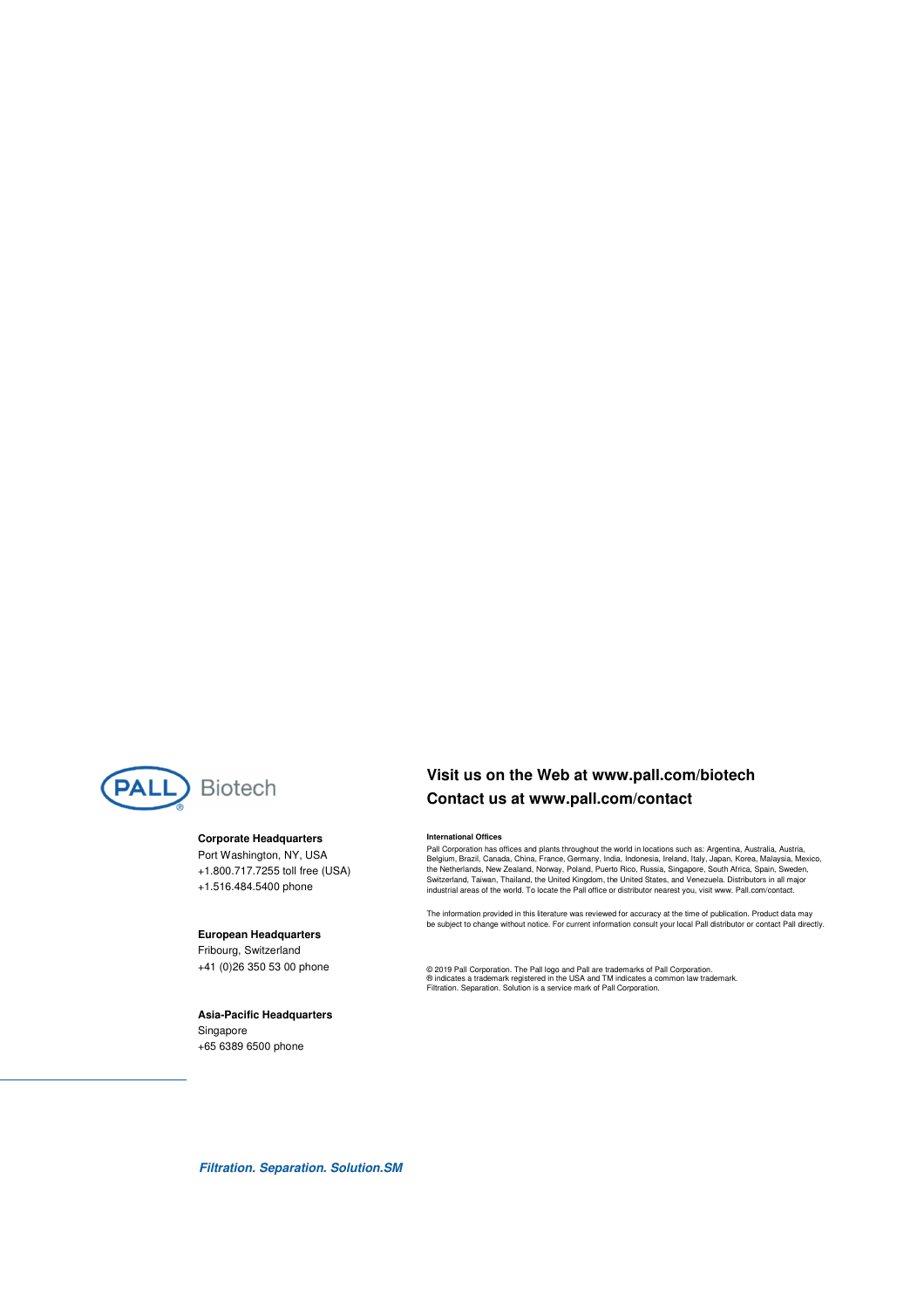PALL Biotech

**Corporate Headquarters**
Port Washington, NY, USA
+1.800.717.7255 toll free (USA)
+1.516.484.5400 phone

**European Headquarters**
Fribourg, Switzerland
+41 (0)26 350 53 00 phone

**Asia-Pacific Headquarters**
Singapore
+65 6389 6500 phone

**Visit us on the Web at www.pall.com/biotech**
**Contact us at www.pall.com/contact**

**International Offices**

Pall Corporation has offices and plants throughout the world in locations such as: Argentina, Australia, Austria, Belgium, Brazil, Canada, China, France, Germany, India, Indonesia, Ireland, Italy, Japan, Korea, Malaysia, Mexico, the Netherlands, New Zealand, Norway, Poland, Puerto Rico, Russia, Singapore, South Africa, Spain, Sweden, Switzerland, Taiwan, Thailand, the United Kingdom, the United States, and Venezuela. Distributors in all major industrial areas of the world. To locate the Pall office or distributor nearest you, visit www. Pall.com/contact.

The information provided in this literature was reviewed for accuracy at the time of publication. Product data may be subject to change without notice. For current information consult your local Pall distributor or contact Pall directly.

© 2019 Pall Corporation. The Pall logo and Pall are trademarks of Pall Corporation.
® indicates a trademark registered in the USA and TM indicates a common law trademark.
Filtration. Separation. Solution is a service mark of Pall Corporation.

***Filtration. Separation. Solution.SM***